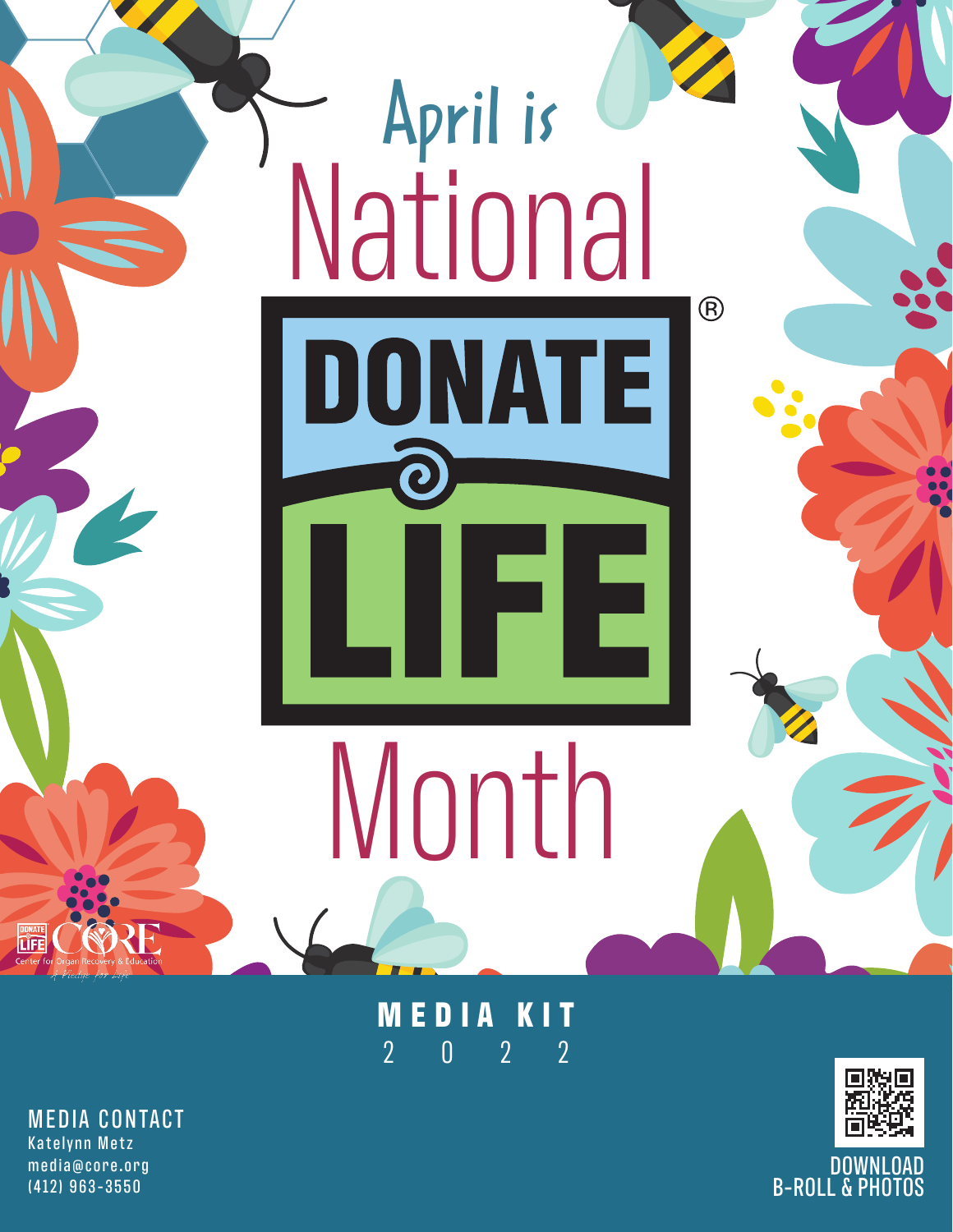# April is National DONATE LIFE® Month

DONATE LIFE CORE
Center for Organ Recovery & Education
A Pledge for Life

## MEDIA KIT
2022

**MEDIA CONTACT**
Katelynn Metz
media@core.org
(412) 963-3550

DOWNLOAD B-ROLL & PHOTOS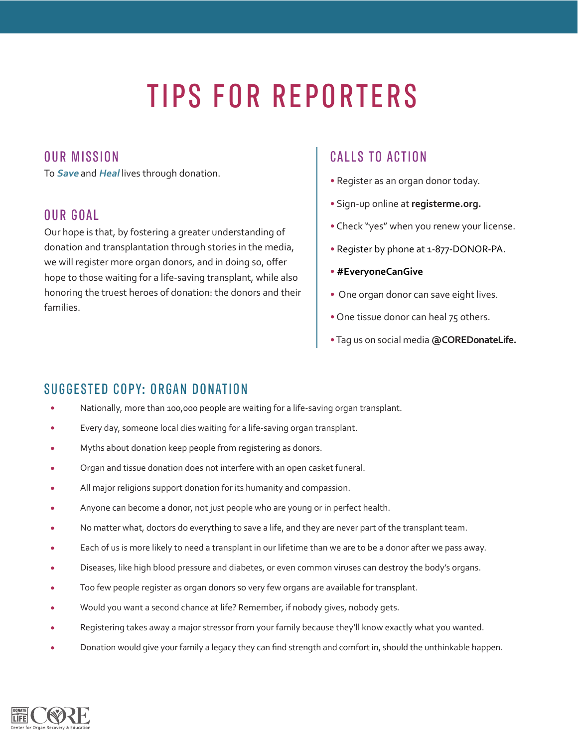# TIPS FOR REPORTERS

## OUR MISSION

To ***Save*** and ***Heal*** lives through donation.

## OUR GOAL

Our hope is that, by fostering a greater understanding of donation and transplantation through stories in the media, we will register more organ donors, and in doing so, offer hope to those waiting for a life-saving transplant, while also honoring the truest heroes of donation: the donors and their families.

## CALLS TO ACTION

- Register as an organ donor today.
- Sign-up online at **registerme.org.**
- Check "yes" when you renew your license.
- Register by phone at 1-877-DONOR-PA.
- **#EveryoneCanGive**
- One organ donor can save eight lives.
- One tissue donor can heal 75 others.
- Tag us on social media **@COREDonateLife.**

## SUGGESTED COPY: ORGAN DONATION

- Nationally, more than 100,000 people are waiting for a life-saving organ transplant.
- Every day, someone local dies waiting for a life-saving organ transplant.
- Myths about donation keep people from registering as donors.
- Organ and tissue donation does not interfere with an open casket funeral.
- All major religions support donation for its humanity and compassion.
- Anyone can become a donor, not just people who are young or in perfect health.
- No matter what, doctors do everything to save a life, and they are never part of the transplant team.
- Each of us is more likely to need a transplant in our lifetime than we are to be a donor after we pass away.
- Diseases, like high blood pressure and diabetes, or even common viruses can destroy the body's organs.
- Too few people register as organ donors so very few organs are available for transplant.
- Would you want a second chance at life? Remember, if nobody gives, nobody gets.
- Registering takes away a major stressor from your family because they'll know exactly what you wanted.
- Donation would give your family a legacy they can find strength and comfort in, should the unthinkable happen.

DONATE LIFE CORE Center for Organ Recovery & Education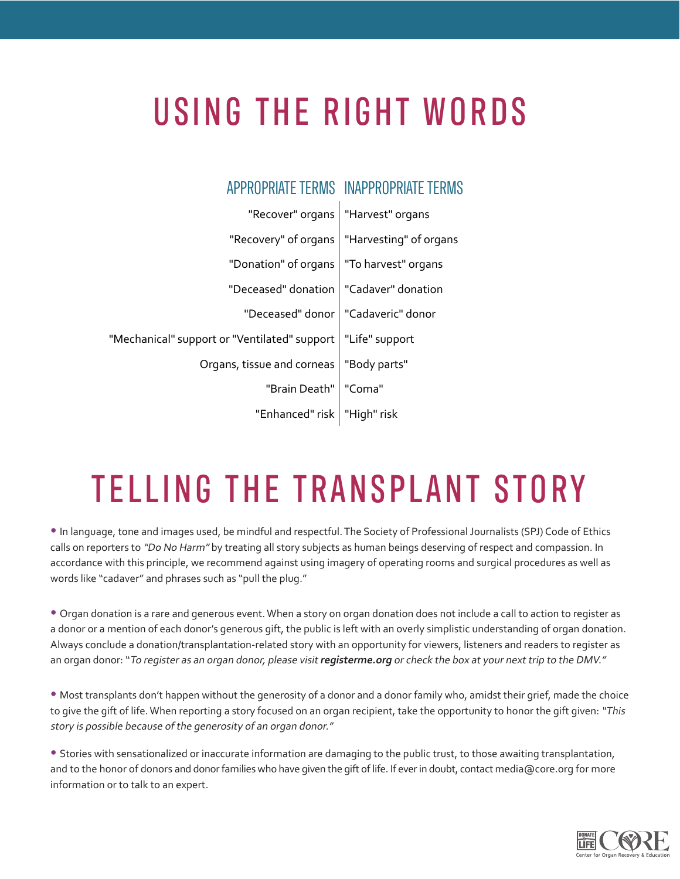# USING THE RIGHT WORDS

| APPROPRIATE TERMS | INAPPROPRIATE TERMS |
|---|---|
| "Recover" organs | "Harvest" organs |
| "Recovery" of organs | "Harvesting" of organs |
| "Donation" of organs | "To harvest" organs |
| "Deceased" donation | "Cadaver" donation |
| "Deceased" donor | "Cadaveric" donor |
| "Mechanical" support or "Ventilated" support | "Life" support |
| Organs, tissue and corneas | "Body parts" |
| "Brain Death" | "Coma" |
| "Enhanced" risk | "High" risk |

# TELLING THE TRANSPLANT STORY

- In language, tone and images used, be mindful and respectful. The Society of Professional Journalists (SPJ) Code of Ethics calls on reporters to *"Do No Harm"* by treating all story subjects as human beings deserving of respect and compassion. In accordance with this principle, we recommend against using imagery of operating rooms and surgical procedures as well as words like "cadaver" and phrases such as "pull the plug."

- Organ donation is a rare and generous event. When a story on organ donation does not include a call to action to register as a donor or a mention of each donor's generous gift, the public is left with an overly simplistic understanding of organ donation. Always conclude a donation/transplantation-related story with an opportunity for viewers, listeners and readers to register as an organ donor: "*To register as an organ donor, please visit* ***registerme.org*** *or check the box at your next trip to the DMV."*

- Most transplants don't happen without the generosity of a donor and a donor family who, amidst their grief, made the choice to give the gift of life. When reporting a story focused on an organ recipient, take the opportunity to honor the gift given: *"This story is possible because of the generosity of an organ donor."*

- Stories with sensationalized or inaccurate information are damaging to the public trust, to those awaiting transplantation, and to the honor of donors and donor families who have given the gift of life. If ever in doubt, contact media@core.org for more information or to talk to an expert.

DONATE LIFE CORE Center for Organ Recovery & Education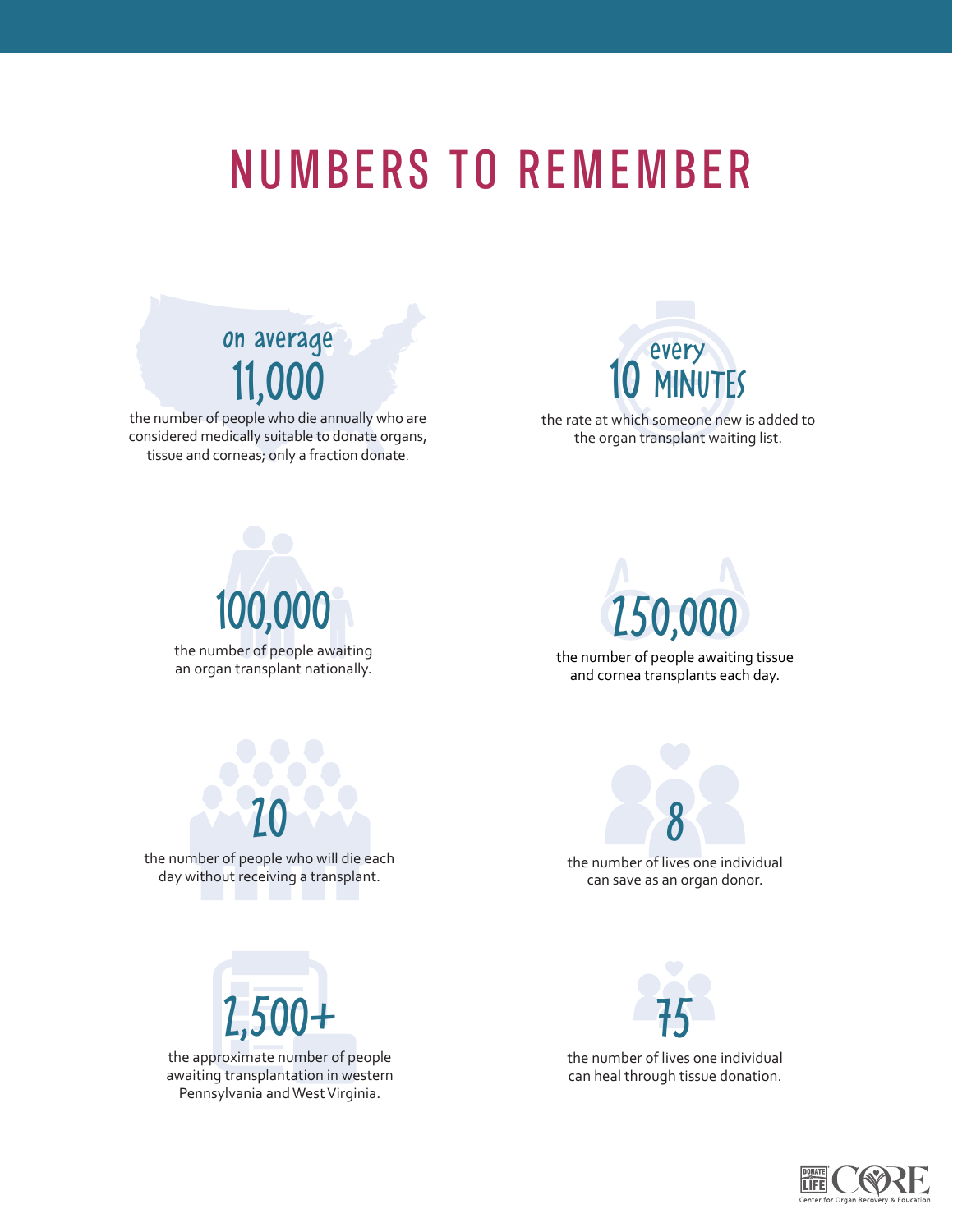# NUMBERS TO REMEMBER

on average
**11,000**
the number of people who die annually who are considered medically suitable to donate organs, tissue and corneas; only a fraction donate.

every
**10 MINUTES**
the rate at which someone new is added to the organ transplant waiting list.

**100,000**
the number of people awaiting an organ transplant nationally.

**250,000**
the number of people awaiting tissue and cornea transplants each day.

**20**
the number of people who will die each day without receiving a transplant.

**8**
the number of lives one individual can save as an organ donor.

**2,500+**
the approximate number of people awaiting transplantation in western Pennsylvania and West Virginia.

**75**
the number of lives one individual can heal through tissue donation.

DONATE LIFE CORE
Center for Organ Recovery & Education